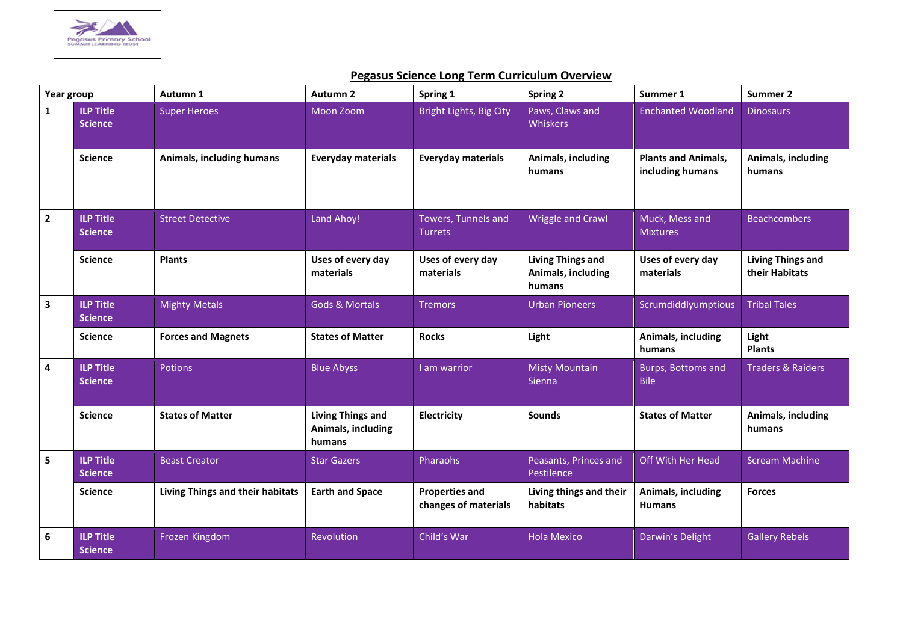## Pegasus Science Long Term Curriculum Overview

| Year group | | Autumn 1 | Autumn 2 | Spring 1 | Spring 2 | Summer 1 | Summer 2 |
|---|---|---|---|---|---|---|---|
| 1 | ILP Title Science | Super Heroes | Moon Zoom | Bright Lights, Big City | Paws, Claws and Whiskers | Enchanted Woodland | Dinosaurs |
| | Science | **Animals, including humans** | **Everyday materials** | **Everyday materials** | **Animals, including humans** | **Plants and Animals, including humans** | **Animals, including humans** |
| 2 | ILP Title Science | Street Detective | Land Ahoy! | Towers, Tunnels and Turrets | Wriggle and Crawl | Muck, Mess and Mixtures | Beachcombers |
| | Science | **Plants** | **Uses of every day materials** | **Uses of every day materials** | **Living Things and Animals, including humans** | **Uses of every day materials** | **Living Things and their Habitats** |
| 3 | ILP Title Science | Mighty Metals | Gods & Mortals | Tremors | Urban Pioneers | Scrumdiddlyumptious | Tribal Tales |
| | Science | **Forces and Magnets** | **States of Matter** | **Rocks** | **Light** | **Animals, including humans** | **Light Plants** |
| 4 | ILP Title Science | Potions | Blue Abyss | I am warrior | Misty Mountain Sienna | Burps, Bottoms and Bile | Traders & Raiders |
| | Science | **States of Matter** | **Living Things and Animals, including humans** | **Electricity** | **Sounds** | **States of Matter** | **Animals, including humans** |
| 5 | ILP Title Science | Beast Creator | Star Gazers | Pharaohs | Peasants, Princes and Pestilence | Off With Her Head | Scream Machine |
| | Science | **Living Things and their habitats** | **Earth and Space** | **Properties and changes of materials** | **Living things and their habitats** | **Animals, including Humans** | **Forces** |
| 6 | ILP Title Science | Frozen Kingdom | Revolution | Child's War | Hola Mexico | Darwin's Delight | Gallery Rebels |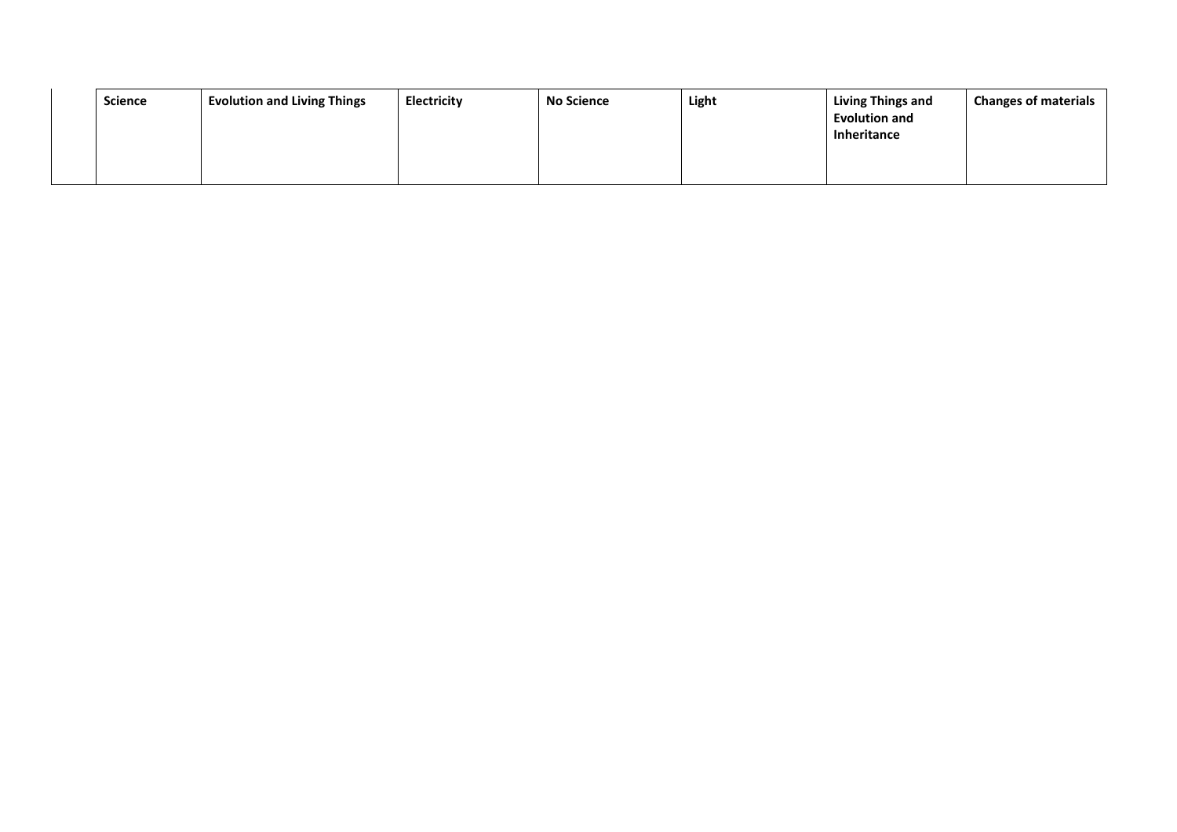| | | | | | | | |
|---|---|---|---|---|---|---|---|
| | **Science** | **Evolution and Living Things** | **Electricity** | **No Science** | **Light** | **Living Things and Evolution and Inheritance** | **Changes of materials** |